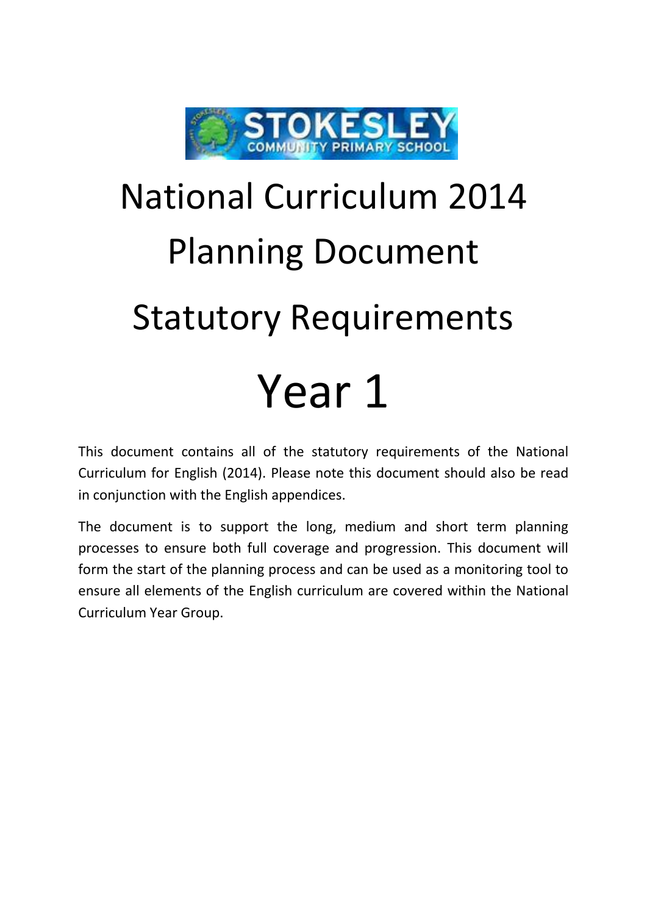STOKESLEY COMMUNITY PRIMARY SCHOOL

# National Curriculum 2014 Planning Document

# Statutory Requirements

# Year 1

This document contains all of the statutory requirements of the National Curriculum for English (2014). Please note this document should also be read in conjunction with the English appendices.

The document is to support the long, medium and short term planning processes to ensure both full coverage and progression. This document will form the start of the planning process and can be used as a monitoring tool to ensure all elements of the English curriculum are covered within the National Curriculum Year Group.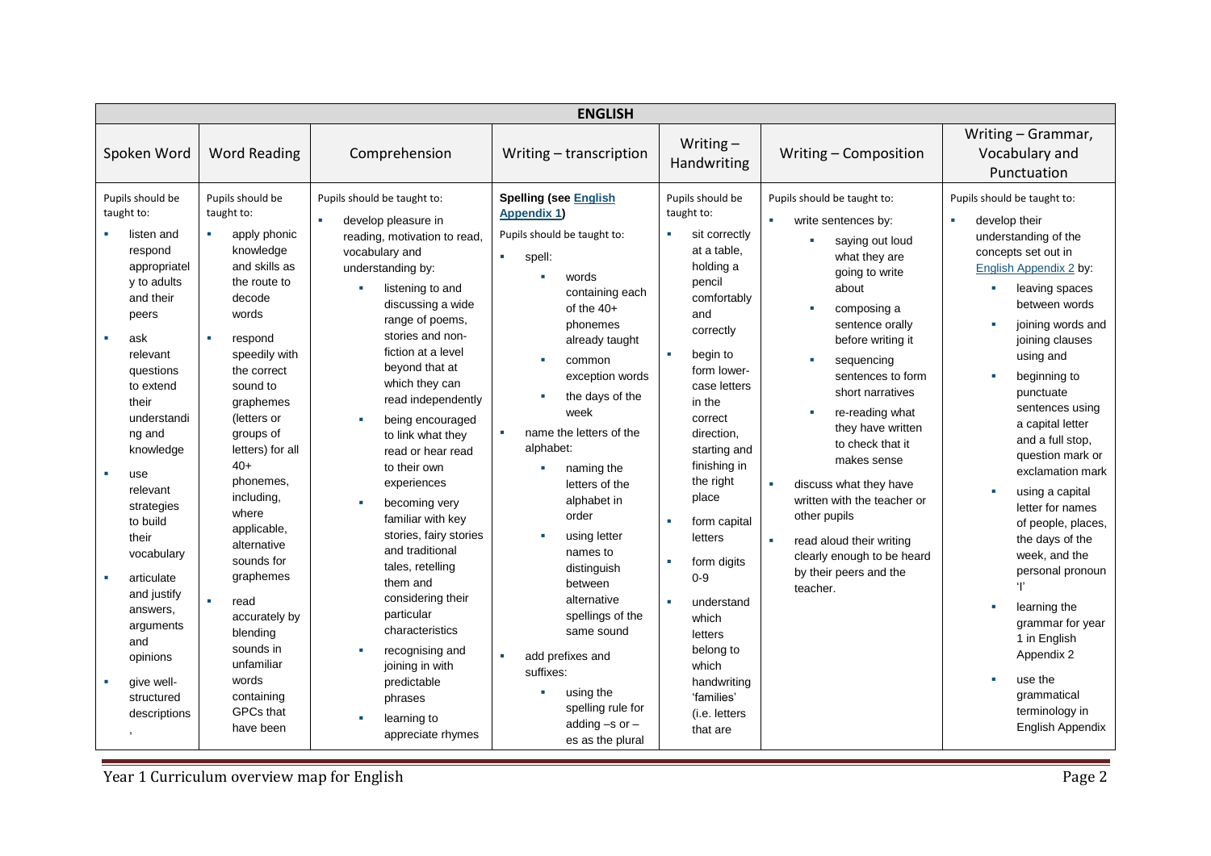| ENGLISH | | | | | | |
|---|---|---|---|---|---|---|
| Spoken Word | Word Reading | Comprehension | Writing – transcription | Writing – Handwriting | Writing – Composition | Writing – Grammar, Vocabulary and Punctuation |
| Pupils should be taught to:<br>▪ listen and respond appropriately to adults and their peers<br>▪ ask relevant questions to extend their understanding and knowledge<br>▪ use relevant strategies to build their vocabulary<br>▪ articulate and justify answers, arguments and opinions<br>▪ give well-structured descriptions, | Pupils should be taught to:<br>▪ apply phonic knowledge and skills as the route to decode words<br>▪ respond speedily with the correct sound to graphemes (letters or groups of letters) for all 40+ phonemes, including, where applicable, alternative sounds for graphemes<br>▪ read accurately by blending sounds in unfamiliar words containing GPCs that have been | Pupils should be taught to:<br>▪ develop pleasure in reading, motivation to read, vocabulary and understanding by:<br>▪ listening to and discussing a wide range of poems, stories and non-fiction at a level beyond that at which they can read independently<br>▪ being encouraged to link what they read or hear read to their own experiences<br>▪ becoming very familiar with key stories, fairy stories and traditional tales, retelling them and considering their particular characteristics<br>▪ recognising and joining in with predictable phrases<br>▪ learning to appreciate rhymes | **Spelling (see English Appendix 1)**<br>Pupils should be taught to:<br>▪ spell:<br>▪ words containing each of the 40+ phonemes already taught<br>▪ common exception words<br>▪ the days of the week<br>▪ name the letters of the alphabet:<br>▪ naming the letters of the alphabet in order<br>▪ using letter names to distinguish between alternative spellings of the same sound<br>▪ add prefixes and suffixes:<br>▪ using the spelling rule for adding –s or –es as the plural | Pupils should be taught to:<br>▪ sit correctly at a table, holding a pencil comfortably and correctly<br>▪ begin to form lower-case letters in the correct direction, starting and finishing in the right place<br>▪ form capital letters<br>▪ form digits 0-9<br>▪ understand which letters belong to which handwriting 'families' (i.e. letters that are | Pupils should be taught to:<br>▪ write sentences by:<br>▪ saying out loud what they are going to write about<br>▪ composing a sentence orally before writing it<br>▪ sequencing sentences to form short narratives<br>▪ re-reading what they have written to check that it makes sense<br>▪ discuss what they have written with the teacher or other pupils<br>▪ read aloud their writing clearly enough to be heard by their peers and the teacher. | Pupils should be taught to:<br>▪ develop their understanding of the concepts set out in English Appendix 2 by:<br>▪ leaving spaces between words<br>▪ joining words and joining clauses using and<br>▪ beginning to punctuate sentences using a capital letter and a full stop, question mark or exclamation mark<br>▪ using a capital letter for names of people, places, the days of the week, and the personal pronoun 'I'<br>▪ learning the grammar for year 1 in English Appendix 2<br>▪ use the grammatical terminology in English Appendix |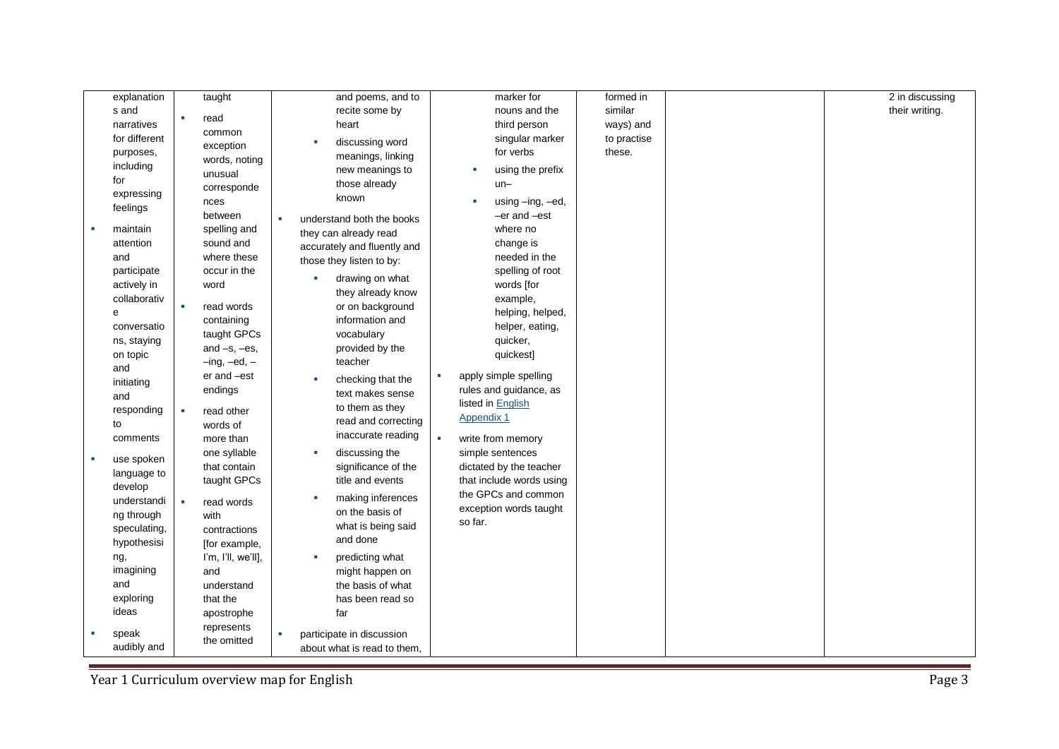| | | | | | | |
|---|---|---|---|---|---|---|
| explanations and narratives for different purposes, including for expressing feelings<br>▪ maintain attention and participate actively in collaborative conversations, staying on topic and initiating and responding to comments<br>▪ use spoken language to develop understanding through speculating, hypothesising, imagining and exploring ideas<br>▪ speak audibly and | taught<br>▪ read common exception words, noting unusual correspondences between spelling and sound and where these occur in the word<br>▪ read words containing taught GPCs and –s, –es, –ing, –ed, –er and –est endings<br>▪ read other words of more than one syllable that contain taught GPCs<br>▪ read words with contractions [for example, I'm, I'll, we'll], and understand that the apostrophe represents the omitted | and poems, and to recite some by heart<br>▪ discussing word meanings, linking new meanings to those already known<br>▪ understand both the books they can already read accurately and fluently and those they listen to by:<br>▪ drawing on what they already know or on background information and vocabulary provided by the teacher<br>▪ checking that the text makes sense to them as they read and correcting inaccurate reading<br>▪ discussing the significance of the title and events<br>▪ making inferences on the basis of what is being said and done<br>▪ predicting what might happen on the basis of what has been read so far<br>▪ participate in discussion about what is read to them, | marker for nouns and the third person singular marker for verbs<br>▪ using the prefix un–<br>▪ using –ing, –ed, –er and –est where no change is needed in the spelling of root words [for example, helping, helped, helper, eating, quicker, quickest]<br>▪ apply simple spelling rules and guidance, as listed in English Appendix 1<br>▪ write from memory simple sentences dictated by the teacher that include words using the GPCs and common exception words taught so far. | formed in similar ways) and to practise these. | | 2 in discussing their writing. |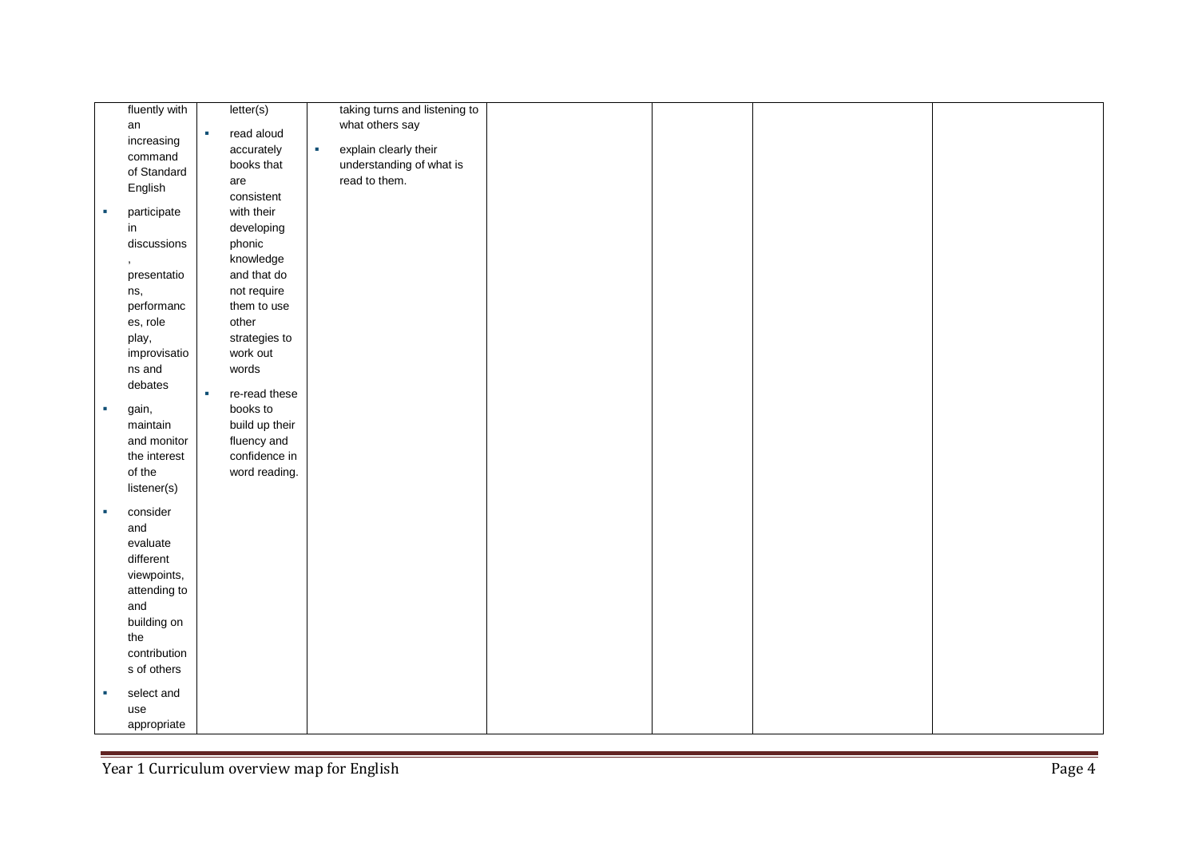|  |  |  |  |  |  |  |
|---|---|---|---|---|---|---|
| fluently with an increasing command of Standard English<br>▪ participate in discussions, presentations, performances, role play, improvisations and debates<br>▪ gain, maintain and monitor the interest of the listener(s)<br>▪ consider and evaluate different viewpoints, attending to and building on the contributions of others<br>▪ select and use appropriate | letter(s)<br>▪ read aloud accurately books that are consistent with their developing phonic knowledge and that do not require them to use other strategies to work out words<br>▪ re-read these books to build up their fluency and confidence in word reading. | taking turns and listening to what others say<br>▪ explain clearly their understanding of what is read to them. |  |  |  |  |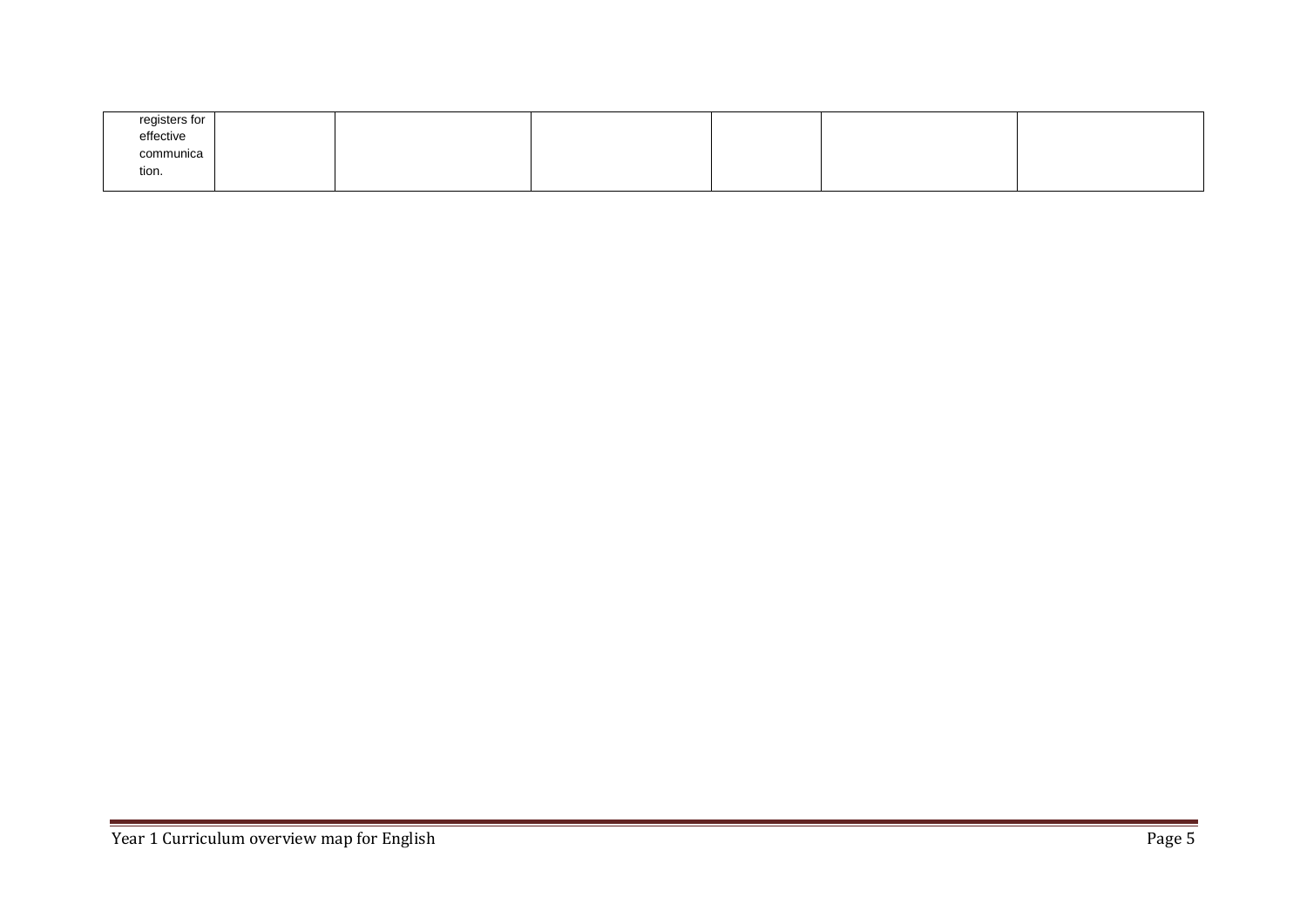| | | | | | | |
|---|---|---|---|---|---|---|
| registers for effective communication. | | | | | | |